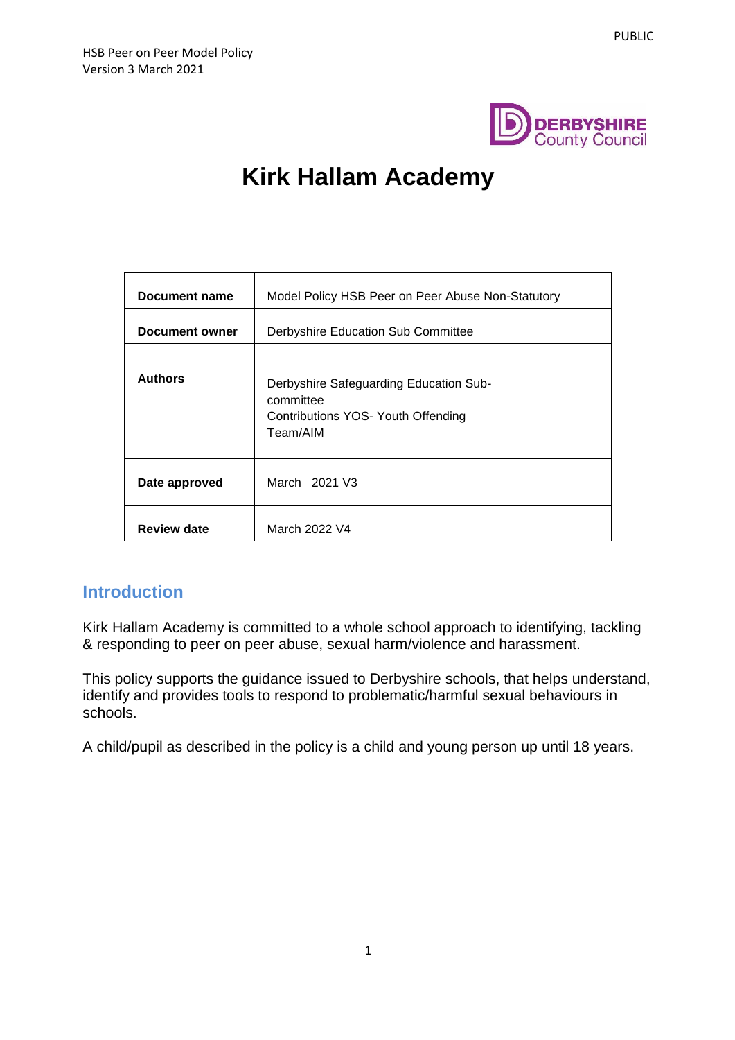# Kirk Hallam Academy

| | |
|---|---|
| **Document name** | Model Policy HSB Peer on Peer Abuse Non-Statutory |
| **Document owner** | Derbyshire Education Sub Committee |
| **Authors** | Derbyshire Safeguarding Education Sub-committee<br>Contributions YOS- Youth Offending Team/AIM |
| **Date approved** | March 2021 V3 |
| **Review date** | March 2022 V4 |

## Introduction

Kirk Hallam Academy is committed to a whole school approach to identifying, tackling & responding to peer on peer abuse, sexual harm/violence and harassment.

This policy supports the guidance issued to Derbyshire schools, that helps understand, identify and provides tools to respond to problematic/harmful sexual behaviours in schools.

A child/pupil as described in the policy is a child and young person up until 18 years.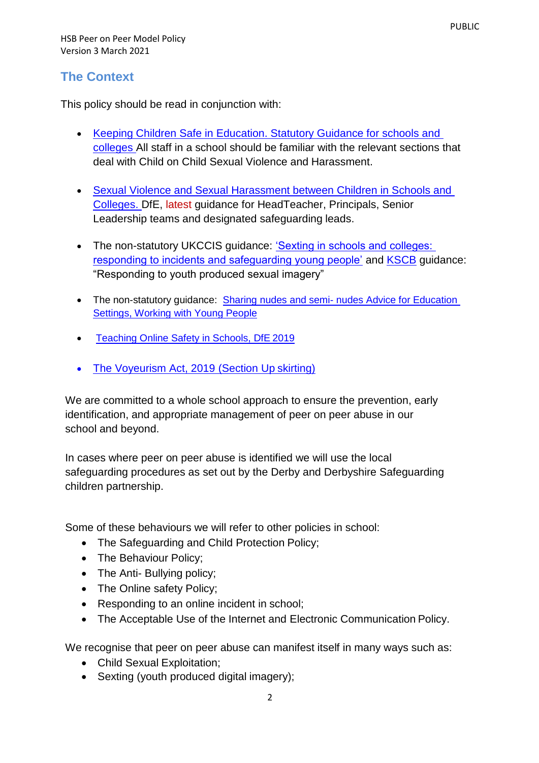## The Context

This policy should be read in conjunction with:

- Keeping Children Safe in Education. Statutory Guidance for schools and colleges All staff in a school should be familiar with the relevant sections that deal with Child on Child Sexual Violence and Harassment.

- Sexual Violence and Sexual Harassment between Children in Schools and Colleges. DfE, latest guidance for HeadTeacher, Principals, Senior Leadership teams and designated safeguarding leads.

- The non-statutory UKCCIS guidance: 'Sexting in schools and colleges: responding to incidents and safeguarding young people' and KSCB guidance: "Responding to youth produced sexual imagery"

- The non-statutory guidance: Sharing nudes and semi- nudes Advice for Education Settings, Working with Young People

- Teaching Online Safety in Schools, DfE 2019

- The Voyeurism Act, 2019 (Section Up skirting)

We are committed to a whole school approach to ensure the prevention, early identification, and appropriate management of peer on peer abuse in our school and beyond.

In cases where peer on peer abuse is identified we will use the local safeguarding procedures as set out by the Derby and Derbyshire Safeguarding children partnership.

Some of these behaviours we will refer to other policies in school:

- The Safeguarding and Child Protection Policy;
- The Behaviour Policy;
- The Anti- Bullying policy;
- The Online safety Policy;
- Responding to an online incident in school;
- The Acceptable Use of the Internet and Electronic Communication Policy.

We recognise that peer on peer abuse can manifest itself in many ways such as:

- Child Sexual Exploitation;
- Sexting (youth produced digital imagery);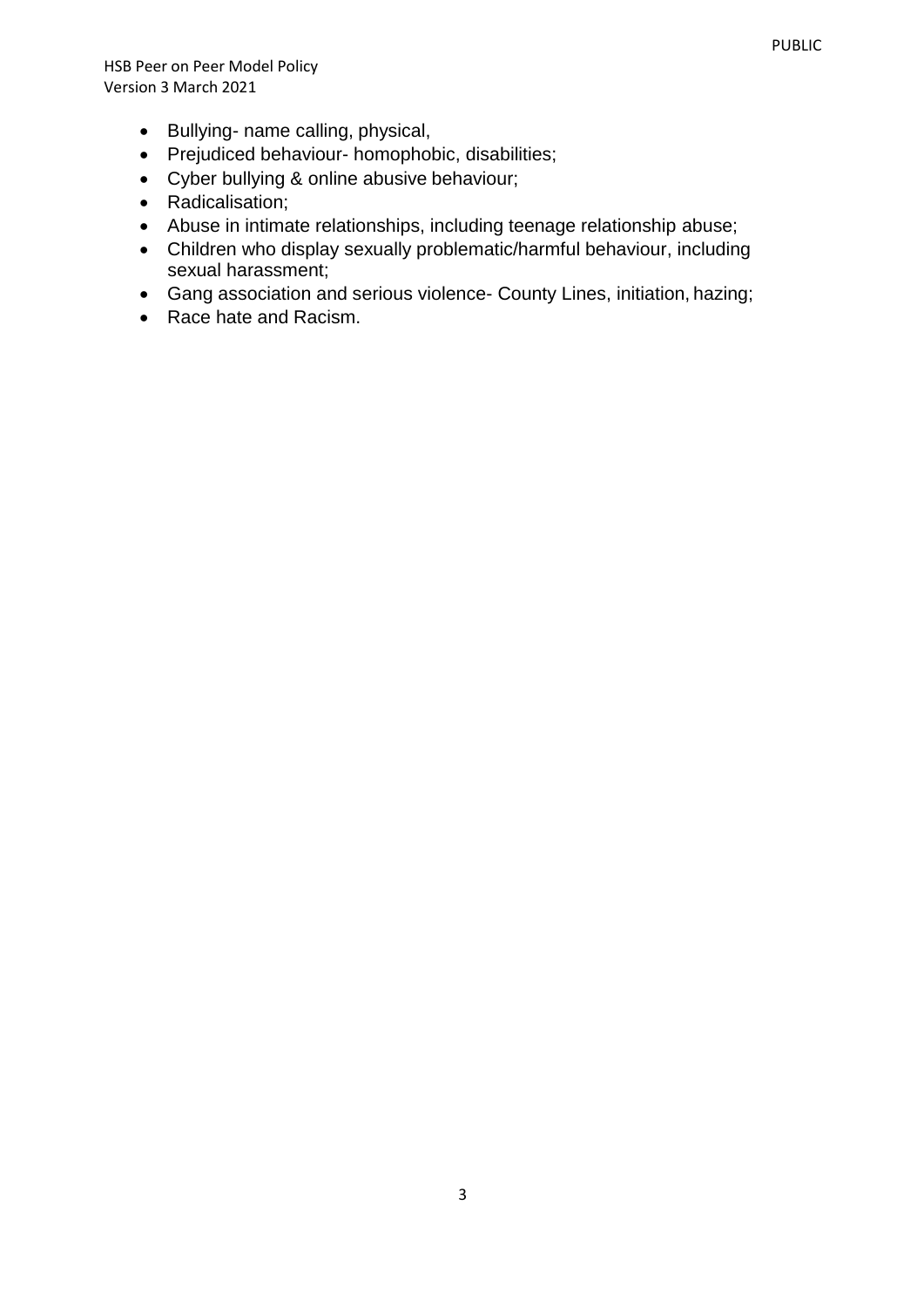- Bullying- name calling, physical,
- Prejudiced behaviour- homophobic, disabilities;
- Cyber bullying & online abusive behaviour;
- Radicalisation;
- Abuse in intimate relationships, including teenage relationship abuse;
- Children who display sexually problematic/harmful behaviour, including sexual harassment;
- Gang association and serious violence- County Lines, initiation, hazing;
- Race hate and Racism.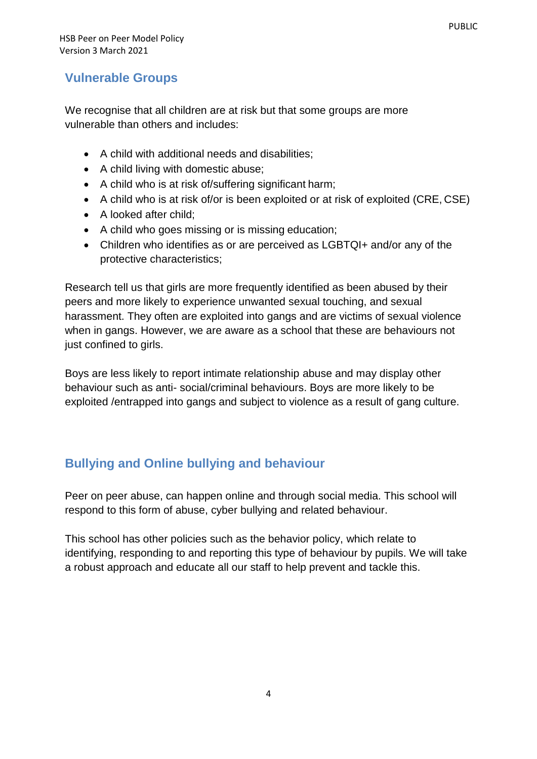## Vulnerable Groups

We recognise that all children are at risk but that some groups are more vulnerable than others and includes:

- A child with additional needs and disabilities;
- A child living with domestic abuse;
- A child who is at risk of/suffering significant harm;
- A child who is at risk of/or is been exploited or at risk of exploited (CRE, CSE)
- A looked after child;
- A child who goes missing or is missing education;
- Children who identifies as or are perceived as LGBTQI+ and/or any of the protective characteristics;

Research tell us that girls are more frequently identified as been abused by their peers and more likely to experience unwanted sexual touching, and sexual harassment. They often are exploited into gangs and are victims of sexual violence when in gangs. However, we are aware as a school that these are behaviours not just confined to girls.

Boys are less likely to report intimate relationship abuse and may display other behaviour such as anti- social/criminal behaviours. Boys are more likely to be exploited /entrapped into gangs and subject to violence as a result of gang culture.

## Bullying and Online bullying and behaviour

Peer on peer abuse, can happen online and through social media. This school will respond to this form of abuse, cyber bullying and related behaviour.

This school has other policies such as the behavior policy, which relate to identifying, responding to and reporting this type of behaviour by pupils. We will take a robust approach and educate all our staff to help prevent and tackle this.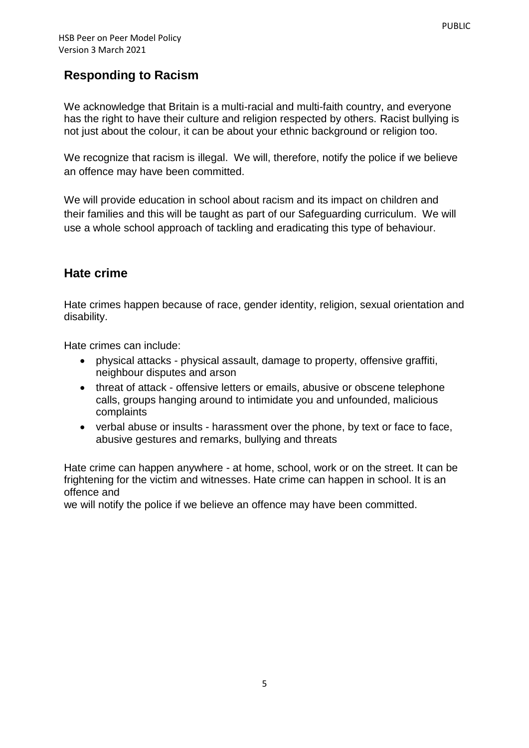## Responding to Racism

We acknowledge that Britain is a multi-racial and multi-faith country, and everyone has the right to have their culture and religion respected by others. Racist bullying is not just about the colour, it can be about your ethnic background or religion too.

We recognize that racism is illegal. We will, therefore, notify the police if we believe an offence may have been committed.

We will provide education in school about racism and its impact on children and their families and this will be taught as part of our Safeguarding curriculum. We will use a whole school approach of tackling and eradicating this type of behaviour.

## Hate crime

Hate crimes happen because of race, gender identity, religion, sexual orientation and disability.

Hate crimes can include:

- physical attacks - physical assault, damage to property, offensive graffiti, neighbour disputes and arson
- threat of attack - offensive letters or emails, abusive or obscene telephone calls, groups hanging around to intimidate you and unfounded, malicious complaints
- verbal abuse or insults - harassment over the phone, by text or face to face, abusive gestures and remarks, bullying and threats

Hate crime can happen anywhere - at home, school, work or on the street. It can be frightening for the victim and witnesses. Hate crime can happen in school. It is an offence and we will notify the police if we believe an offence may have been committed.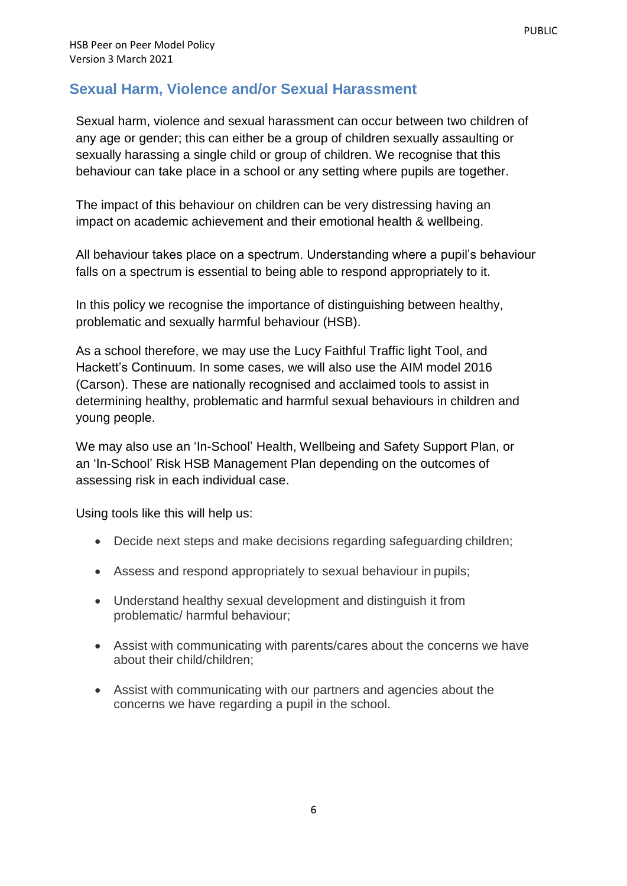## Sexual Harm, Violence and/or Sexual Harassment

Sexual harm, violence and sexual harassment can occur between two children of any age or gender; this can either be a group of children sexually assaulting or sexually harassing a single child or group of children. We recognise that this behaviour can take place in a school or any setting where pupils are together.

The impact of this behaviour on children can be very distressing having an impact on academic achievement and their emotional health & wellbeing.

All behaviour takes place on a spectrum. Understanding where a pupil's behaviour falls on a spectrum is essential to being able to respond appropriately to it.

In this policy we recognise the importance of distinguishing between healthy, problematic and sexually harmful behaviour (HSB).

As a school therefore, we may use the Lucy Faithful Traffic light Tool, and Hackett's Continuum. In some cases, we will also use the AIM model 2016 (Carson). These are nationally recognised and acclaimed tools to assist in determining healthy, problematic and harmful sexual behaviours in children and young people.

We may also use an 'In-School' Health, Wellbeing and Safety Support Plan, or an 'In-School' Risk HSB Management Plan depending on the outcomes of assessing risk in each individual case.

Using tools like this will help us:

- Decide next steps and make decisions regarding safeguarding children;
- Assess and respond appropriately to sexual behaviour in pupils;
- Understand healthy sexual development and distinguish it from problematic/ harmful behaviour;
- Assist with communicating with parents/cares about the concerns we have about their child/children;
- Assist with communicating with our partners and agencies about the concerns we have regarding a pupil in the school.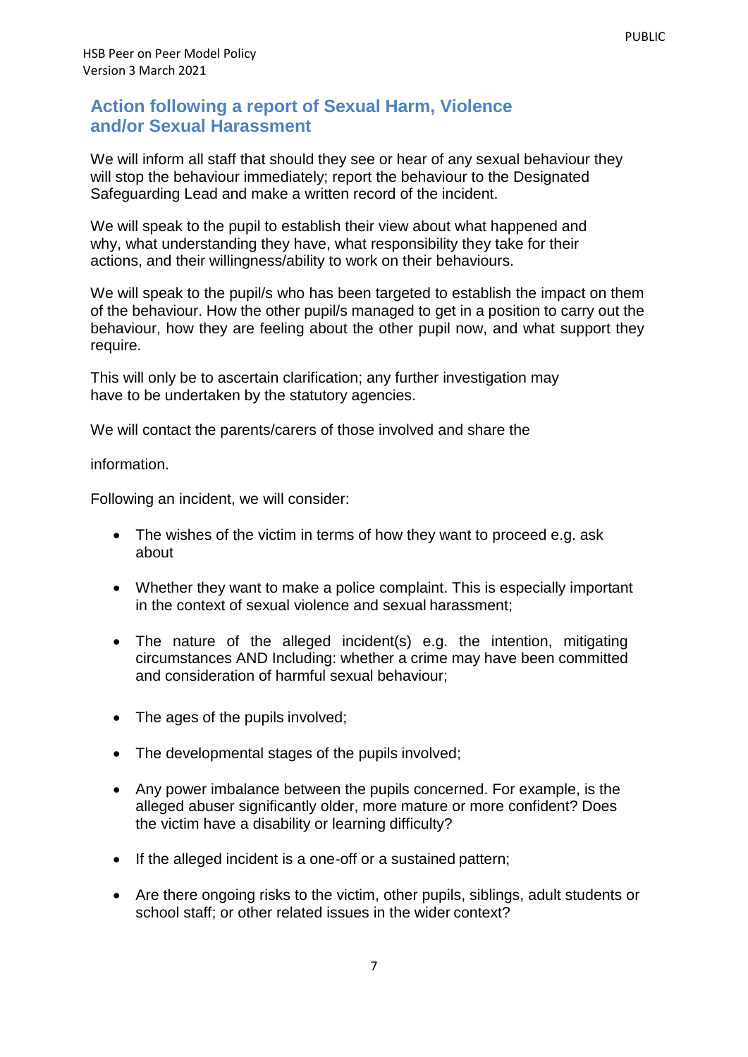## Action following a report of Sexual Harm, Violence and/or Sexual Harassment

We will inform all staff that should they see or hear of any sexual behaviour they will stop the behaviour immediately; report the behaviour to the Designated Safeguarding Lead and make a written record of the incident.

We will speak to the pupil to establish their view about what happened and why, what understanding they have, what responsibility they take for their actions, and their willingness/ability to work on their behaviours.

We will speak to the pupil/s who has been targeted to establish the impact on them of the behaviour. How the other pupil/s managed to get in a position to carry out the behaviour, how they are feeling about the other pupil now, and what support they require.

This will only be to ascertain clarification; any further investigation may have to be undertaken by the statutory agencies.

We will contact the parents/carers of those involved and share the

information.

Following an incident, we will consider:

- The wishes of the victim in terms of how they want to proceed e.g. ask about
- Whether they want to make a police complaint. This is especially important in the context of sexual violence and sexual harassment;
- The nature of the alleged incident(s) e.g. the intention, mitigating circumstances AND Including: whether a crime may have been committed and consideration of harmful sexual behaviour;
- The ages of the pupils involved;
- The developmental stages of the pupils involved;
- Any power imbalance between the pupils concerned. For example, is the alleged abuser significantly older, more mature or more confident? Does the victim have a disability or learning difficulty?
- If the alleged incident is a one-off or a sustained pattern;
- Are there ongoing risks to the victim, other pupils, siblings, adult students or school staff; or other related issues in the wider context?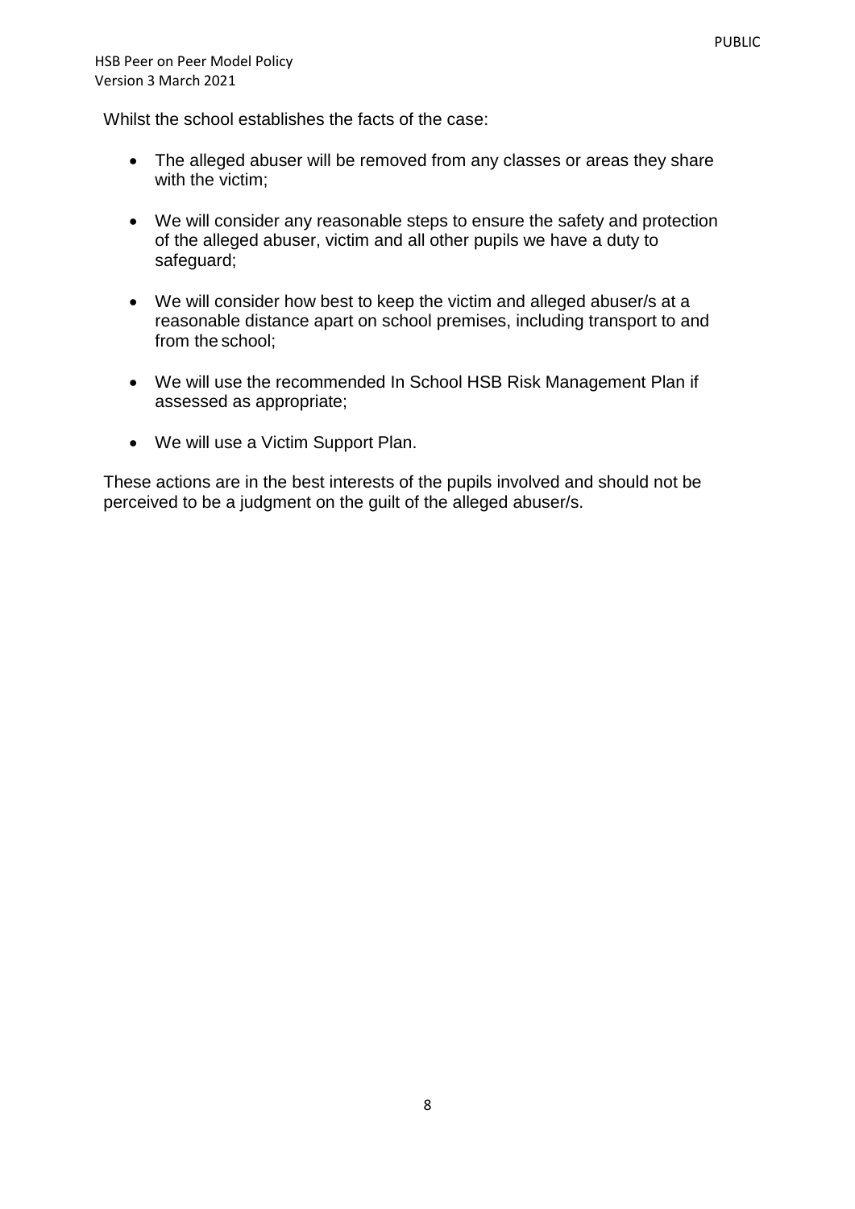Whilst the school establishes the facts of the case:

- The alleged abuser will be removed from any classes or areas they share with the victim;
- We will consider any reasonable steps to ensure the safety and protection of the alleged abuser, victim and all other pupils we have a duty to safeguard;
- We will consider how best to keep the victim and alleged abuser/s at a reasonable distance apart on school premises, including transport to and from the school;
- We will use the recommended In School HSB Risk Management Plan if assessed as appropriate;
- We will use a Victim Support Plan.

These actions are in the best interests of the pupils involved and should not be perceived to be a judgment on the guilt of the alleged abuser/s.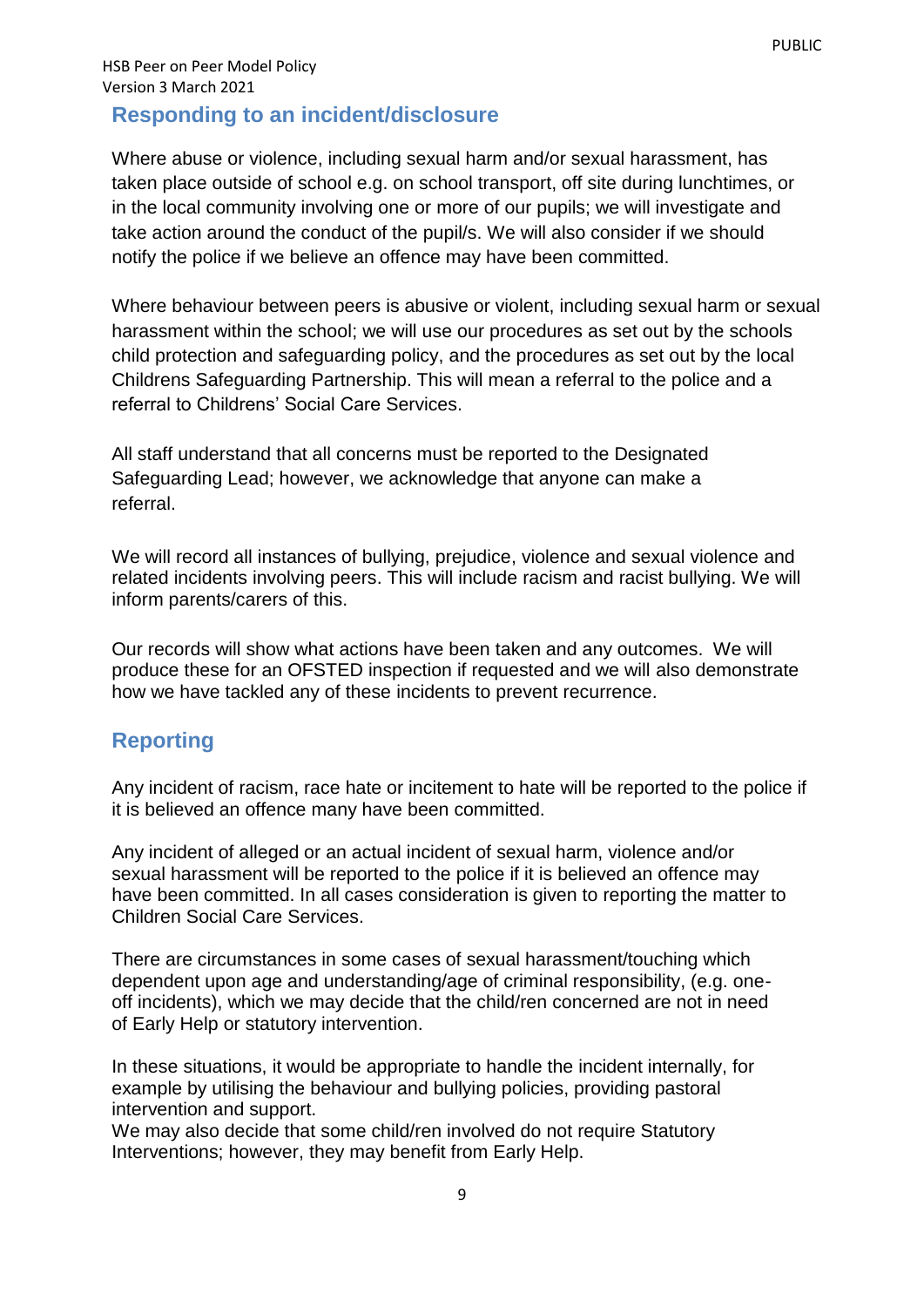## Responding to an incident/disclosure

Where abuse or violence, including sexual harm and/or sexual harassment, has taken place outside of school e.g. on school transport, off site during lunchtimes, or in the local community involving one or more of our pupils; we will investigate and take action around the conduct of the pupil/s. We will also consider if we should notify the police if we believe an offence may have been committed.

Where behaviour between peers is abusive or violent, including sexual harm or sexual harassment within the school; we will use our procedures as set out by the schools child protection and safeguarding policy, and the procedures as set out by the local Childrens Safeguarding Partnership. This will mean a referral to the police and a referral to Childrens' Social Care Services.

All staff understand that all concerns must be reported to the Designated Safeguarding Lead; however, we acknowledge that anyone can make a referral.

We will record all instances of bullying, prejudice, violence and sexual violence and related incidents involving peers. This will include racism and racist bullying. We will inform parents/carers of this.

Our records will show what actions have been taken and any outcomes. We will produce these for an OFSTED inspection if requested and we will also demonstrate how we have tackled any of these incidents to prevent recurrence.

## Reporting

Any incident of racism, race hate or incitement to hate will be reported to the police if it is believed an offence many have been committed.

Any incident of alleged or an actual incident of sexual harm, violence and/or sexual harassment will be reported to the police if it is believed an offence may have been committed. In all cases consideration is given to reporting the matter to Children Social Care Services.

There are circumstances in some cases of sexual harassment/touching which dependent upon age and understanding/age of criminal responsibility, (e.g. one-off incidents), which we may decide that the child/ren concerned are not in need of Early Help or statutory intervention.

In these situations, it would be appropriate to handle the incident internally, for example by utilising the behaviour and bullying policies, providing pastoral intervention and support.
We may also decide that some child/ren involved do not require Statutory Interventions; however, they may benefit from Early Help.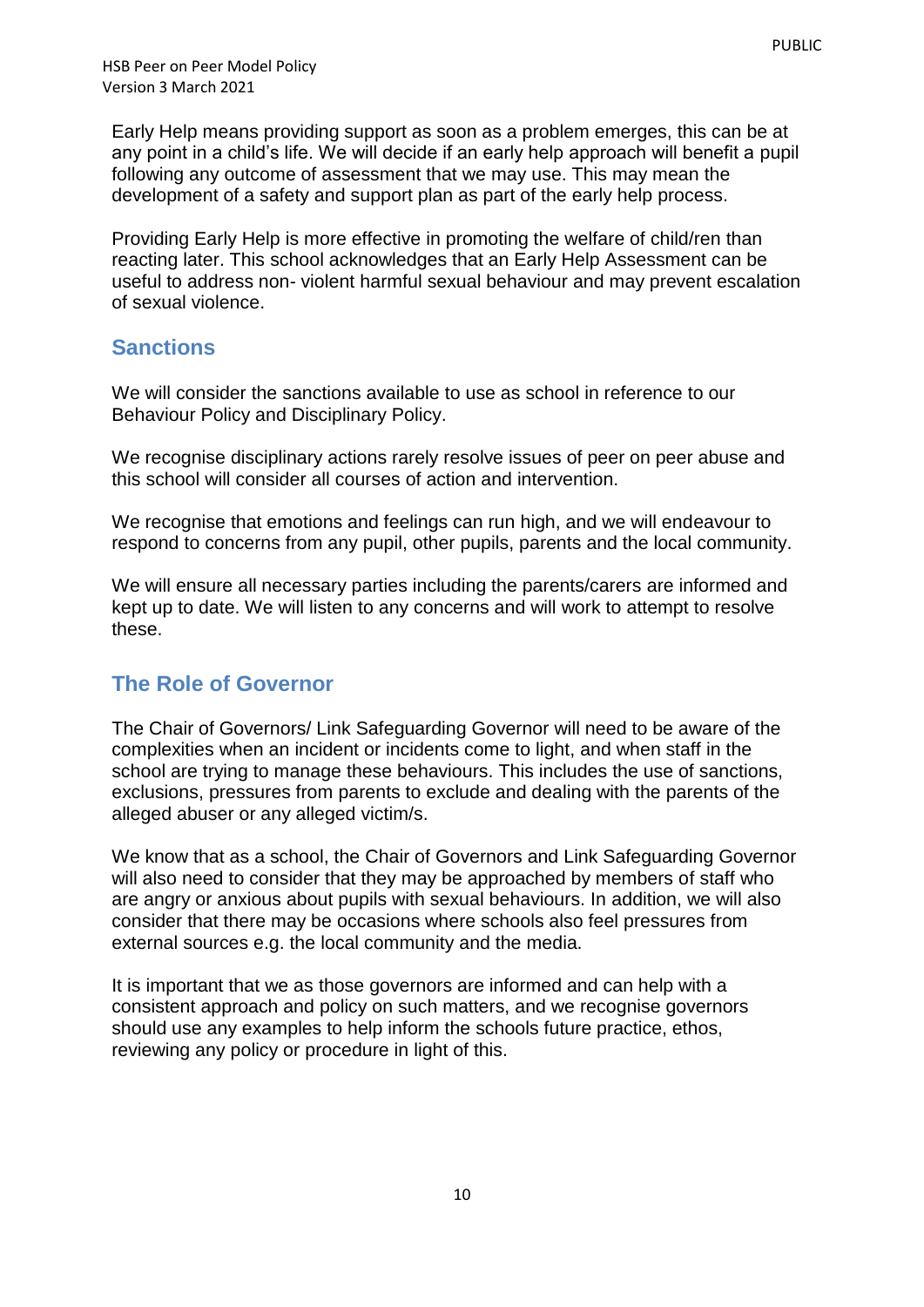Early Help means providing support as soon as a problem emerges, this can be at any point in a child's life. We will decide if an early help approach will benefit a pupil following any outcome of assessment that we may use. This may mean the development of a safety and support plan as part of the early help process.

Providing Early Help is more effective in promoting the welfare of child/ren than reacting later. This school acknowledges that an Early Help Assessment can be useful to address non- violent harmful sexual behaviour and may prevent escalation of sexual violence.

## Sanctions

We will consider the sanctions available to use as school in reference to our Behaviour Policy and Disciplinary Policy.

We recognise disciplinary actions rarely resolve issues of peer on peer abuse and this school will consider all courses of action and intervention.

We recognise that emotions and feelings can run high, and we will endeavour to respond to concerns from any pupil, other pupils, parents and the local community.

We will ensure all necessary parties including the parents/carers are informed and kept up to date. We will listen to any concerns and will work to attempt to resolve these.

## The Role of Governor

The Chair of Governors/ Link Safeguarding Governor will need to be aware of the complexities when an incident or incidents come to light, and when staff in the school are trying to manage these behaviours. This includes the use of sanctions, exclusions, pressures from parents to exclude and dealing with the parents of the alleged abuser or any alleged victim/s.

We know that as a school, the Chair of Governors and Link Safeguarding Governor will also need to consider that they may be approached by members of staff who are angry or anxious about pupils with sexual behaviours. In addition, we will also consider that there may be occasions where schools also feel pressures from external sources e.g. the local community and the media.

It is important that we as those governors are informed and can help with a consistent approach and policy on such matters, and we recognise governors should use any examples to help inform the schools future practice, ethos, reviewing any policy or procedure in light of this.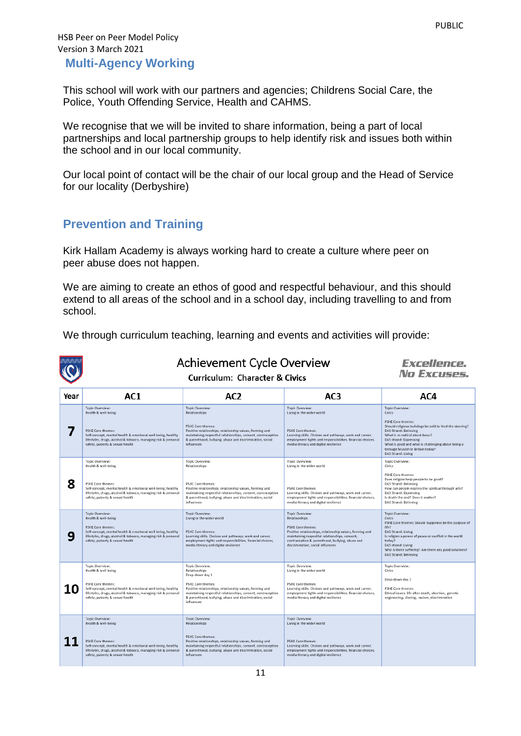## Multi-Agency Working

This school will work with our partners and agencies; Childrens Social Care, the Police, Youth Offending Service, Health and CAHMS.

We recognise that we will be invited to share information, being a part of local partnerships and local partnership groups to help identify risk and issues both within the school and in our local community.

Our local point of contact will be the chair of our local group and the Head of Service for our locality (Derbyshire)

## Prevention and Training

Kirk Hallam Academy is always working hard to create a culture where peer on peer abuse does not happen.

We are aiming to create an ethos of good and respectful behaviour, and this should extend to all areas of the school and in a school day, including travelling to and from school.

We through curriculum teaching, learning and events and activities will provide:

### Achievement Cycle Overview

**Curriculum: Character & Civics**

*Excellence. No Excuses.*

| Year | AC1 | AC2 | AC3 | AC4 |
|---|---|---|---|---|
| 7 | Topic Overview: Health & well-being<br><br>PSHE Core themes: Self-concept, mental health & emotional well-being, healthy lifestyles, drugs, alcohol & tobacco, managing risk & personal safety, puberty & sexual health | Topic Overview: Relationships<br><br>PSHE Core themes: Positive relationships, relationship values, forming and maintaining respectful relationships, consent, contraception & parenthood, bullying, abuse and discrimination, social influences | Topic Overview: Living in the wider world<br><br>PSHE Core themes: Learning skills. Choices and pathways, work and career, employment tights and responsibilities, financial choices, media literacy and digital resilience | Topic Overview: Civics<br><br>PSHE Core themes: Should religious buildings be sold to feed the starving? DAS Strand: Believing<br>What is so radical about Jesus? DAS strand: Expressing<br>What is good and what is challenging about being a teenage Muslim in Britain today? DAS Strand: Living |
| 8 | Topic Overview: Health & well-being<br><br>PSHE Core themes: Self-concept, mental health & emotional well-being, healthy lifestyles, drugs, alcohol & tobacco, managing risk & personal safety, puberty & sexual health | Topic Overview: Relationships<br><br>PSHE Core themes: Positive relationships, relationship values, forming and maintaining respectful relationships, consent, contraception & parenthood, bullying, abuse and discrimination, social influences | Topic Overview: Living in the wider world<br><br>PSHE Core themes: Learning skills. Choices and pathways, work and career, employment tights and responsibilities, financial choices, media literacy and digital resilience | Topic Overview: Civics<br><br>PSHE Core themes: Does religion help people to be good? DAS Strand: Believing<br>How can people express the spiritual through arts? DAS Strand: Expressing<br>Is death the end? Does it matter? DAS Strand: Believing |
| 9 | Topic Overview: Health & well-being<br><br>PSHE Core themes: Self-concept, mental health & emotional well-being, healthy lifestyles, drugs, alcohol & tobacco, managing risk & personal safety, puberty & sexual health | Topic Overview: Living in the wider world<br><br>PSHE Core themes: Learning skills. Choices and pathways, work and career, employment tights and responsibilities, financial choices, media literacy and digital resilience | Topic Overview: Relationships<br><br>PSHE Core themes: Positive relationships, relationship values, forming and maintaining respectful relationships, consent, contraception & parenthood, bullying, abuse and discrimination, social influences | Topic Overview: Civics<br>PSHE Core themes: Should happiness be the purpose of life? DAS Strand: Living<br>Is religion a power of peace or conflict in the world today? DAS strand: Living<br>Why is there suffering? Are there any good solutions? DAS Strand: Believing |
| 10 | Topic Overview: Health & well-being<br><br>PSHE Core themes: Self-concept, mental health & emotional well-being, healthy lifestyles, drugs, alcohol & tobacco, managing risk & personal safety, puberty & sexual health | Topic Overview: Relationships<br>Drop-down day 1<br><br>PSHE Core themes: Positive relationships, relationship values, forming and maintaining respectful relationships, consent, contraception & parenthood, bullying, abuse and discrimination, social influences | Topic Overview: Living in the wider world<br><br>PSHE Core themes: Learning skills. Choices and pathways, work and career, employment tights and responsibilities, financial choices, media literacy and digital resilience | Topic Overview: Civics<br><br>Drop-down day 2<br><br>PSHE Core themes: Ethical issues: life after death, abortion, genetic engineering, cloning, racism, discrimination |
| 11 | Topic Overview: Health & well-being<br><br>PSHE Core themes: Self-concept, mental health & emotional well-being, healthy lifestyles, drugs, alcohol & tobacco, managing risk & personal safety, puberty & sexual health | Topic Overview: Relationships<br><br>PSHE Core themes: Positive relationships, relationship values, forming and maintaining respectful relationships, consent, contraception & parenthood, bullying, abuse and discrimination, social influences | Topic Overview: Living in the wider world<br><br>PSHE Core themes: Learning skills. Choices and pathways, work and career, employment tights and responsibilities, financial choices, media literacy and digital resilience | |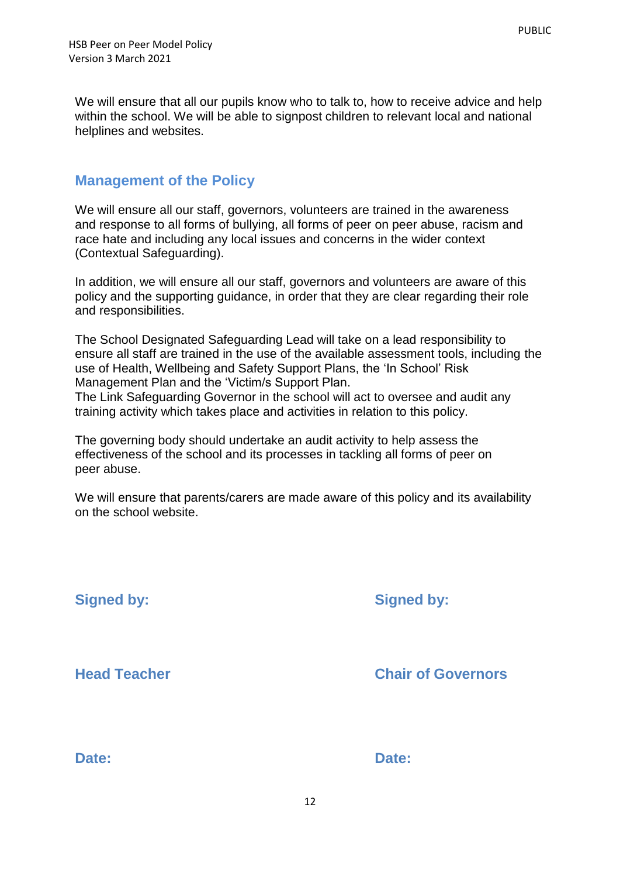We will ensure that all our pupils know who to talk to, how to receive advice and help within the school. We will be able to signpost children to relevant local and national helplines and websites.

## Management of the Policy

We will ensure all our staff, governors, volunteers are trained in the awareness and response to all forms of bullying, all forms of peer on peer abuse, racism and race hate and including any local issues and concerns in the wider context (Contextual Safeguarding).

In addition, we will ensure all our staff, governors and volunteers are aware of this policy and the supporting guidance, in order that they are clear regarding their role and responsibilities.

The School Designated Safeguarding Lead will take on a lead responsibility to ensure all staff are trained in the use of the available assessment tools, including the use of Health, Wellbeing and Safety Support Plans, the 'In School' Risk Management Plan and the 'Victim/s Support Plan.
The Link Safeguarding Governor in the school will act to oversee and audit any training activity which takes place and activities in relation to this policy.

The governing body should undertake an audit activity to help assess the effectiveness of the school and its processes in tackling all forms of peer on peer abuse.

We will ensure that parents/carers are made aware of this policy and its availability on the school website.

**Signed by:**

**Head Teacher**

**Date:**

**Signed by:**

**Chair of Governors**

**Date:**